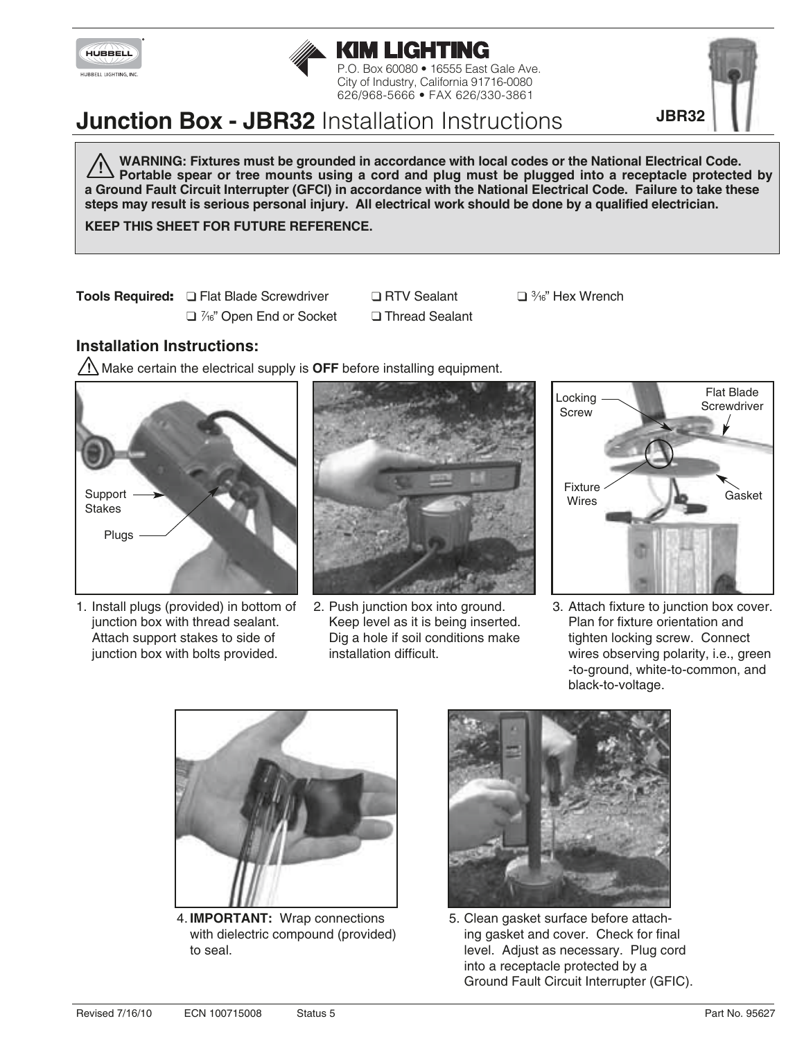KIM LIGHTING

P.O. Box 60080 • 16555 East Gale Ave.
City of Industry, California 91716-0080
626/968-5666 • FAX 626/330-3861

# Junction Box - JBR32 Installation Instructions

JBR32

⚠ **WARNING: Fixtures must be grounded in accordance with local codes or the National Electrical Code. Portable spear or tree mounts using a cord and plug must be plugged into a receptacle protected by a Ground Fault Circuit Interrupter (GFCI) in accordance with the National Electrical Code. Failure to take these steps may result is serious personal injury. All electrical work should be done by a qualified electrician.**

**KEEP THIS SHEET FOR FUTURE REFERENCE.**

**Tools Required:**
- ❑ Flat Blade Screwdriver
- ❑ 7/16" Open End or Socket
- ❑ RTV Sealant
- ❑ Thread Sealant
- ❑ 3/16" Hex Wrench

## Installation Instructions:

⚠ Make certain the electrical supply is **OFF** before installing equipment.

Support Stakes

Plugs

1. Install plugs (provided) in bottom of junction box with thread sealant. Attach support stakes to side of junction box with bolts provided.

2. Push junction box into ground. Keep level as it is being inserted. Dig a hole if soil conditions make installation difficult.

Locking Screw

Flat Blade Screwdriver

Fixture Wires

Gasket

3. Attach fixture to junction box cover. Plan for fixture orientation and tighten locking screw. Connect wires observing polarity, i.e., green -to-ground, white-to-common, and black-to-voltage.

4. **IMPORTANT:** Wrap connections with dielectric compound (provided) to seal.

5. Clean gasket surface before attaching gasket and cover. Check for final level. Adjust as necessary. Plug cord into a receptacle protected by a Ground Fault Circuit Interrupter (GFIC).

Revised 7/16/10 ECN 100715008 Status 5 Part No. 95627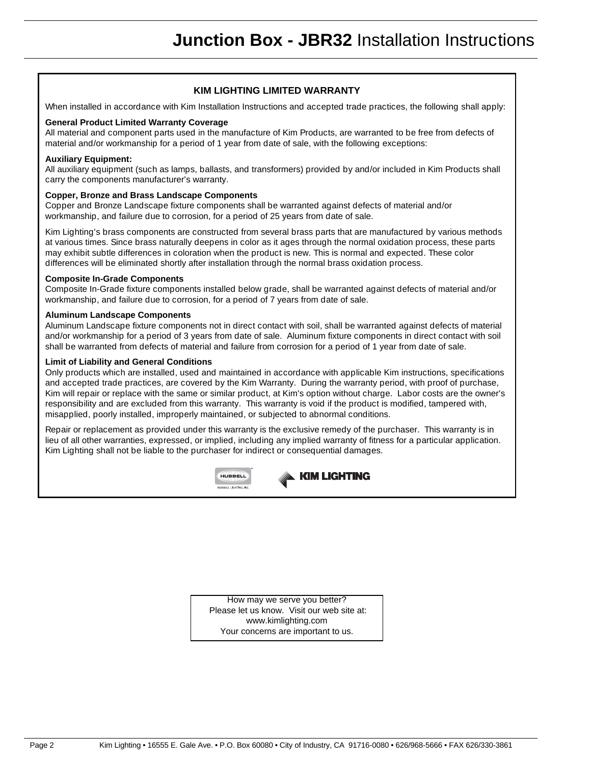# Junction Box - JBR32 Installation Instructions

## KIM LIGHTING LIMITED WARRANTY

When installed in accordance with Kim Installation Instructions and accepted trade practices, the following shall apply:

**General Product Limited Warranty Coverage**
All material and component parts used in the manufacture of Kim Products, are warranted to be free from defects of material and/or workmanship for a period of 1 year from date of sale, with the following exceptions:

**Auxiliary Equipment:**
All auxiliary equipment (such as lamps, ballasts, and transformers) provided by and/or included in Kim Products shall carry the components manufacturer's warranty.

**Copper, Bronze and Brass Landscape Components**
Copper and Bronze Landscape fixture components shall be warranted against defects of material and/or workmanship, and failure due to corrosion, for a period of 25 years from date of sale.

Kim Lighting's brass components are constructed from several brass parts that are manufactured by various methods at various times. Since brass naturally deepens in color as it ages through the normal oxidation process, these parts may exhibit subtle differences in coloration when the product is new. This is normal and expected. These color differences will be eliminated shortly after installation through the normal brass oxidation process.

**Composite In-Grade Components**
Composite In-Grade fixture components installed below grade, shall be warranted against defects of material and/or workmanship, and failure due to corrosion, for a period of 7 years from date of sale.

**Aluminum Landscape Components**
Aluminum Landscape fixture components not in direct contact with soil, shall be warranted against defects of material and/or workmanship for a period of 3 years from date of sale. Aluminum fixture components in direct contact with soil shall be warranted from defects of material and failure from corrosion for a period of 1 year from date of sale.

**Limit of Liability and General Conditions**
Only products which are installed, used and maintained in accordance with applicable Kim instructions, specifications and accepted trade practices, are covered by the Kim Warranty. During the warranty period, with proof of purchase, Kim will repair or replace with the same or similar product, at Kim's option without charge. Labor costs are the owner's responsibility and are excluded from this warranty. This warranty is void if the product is modified, tampered with, misapplied, poorly installed, improperly maintained, or subjected to abnormal conditions.

Repair or replacement as provided under this warranty is the exclusive remedy of the purchaser. This warranty is in lieu of all other warranties, expressed, or implied, including any implied warranty of fitness for a particular application. Kim Lighting shall not be liable to the purchaser for indirect or consequential damages.

HUBBELL
HUBBELL LIGHTING, INC.

KIM LIGHTING

How may we serve you better?
Please let us know. Visit our web site at:
www.kimlighting.com
Your concerns are important to us.

Kim Lighting • 16555 E. Gale Ave. • P.O. Box 60080 • City of Industry, CA 91716-0080 • 626/968-5666 • FAX 626/330-3861